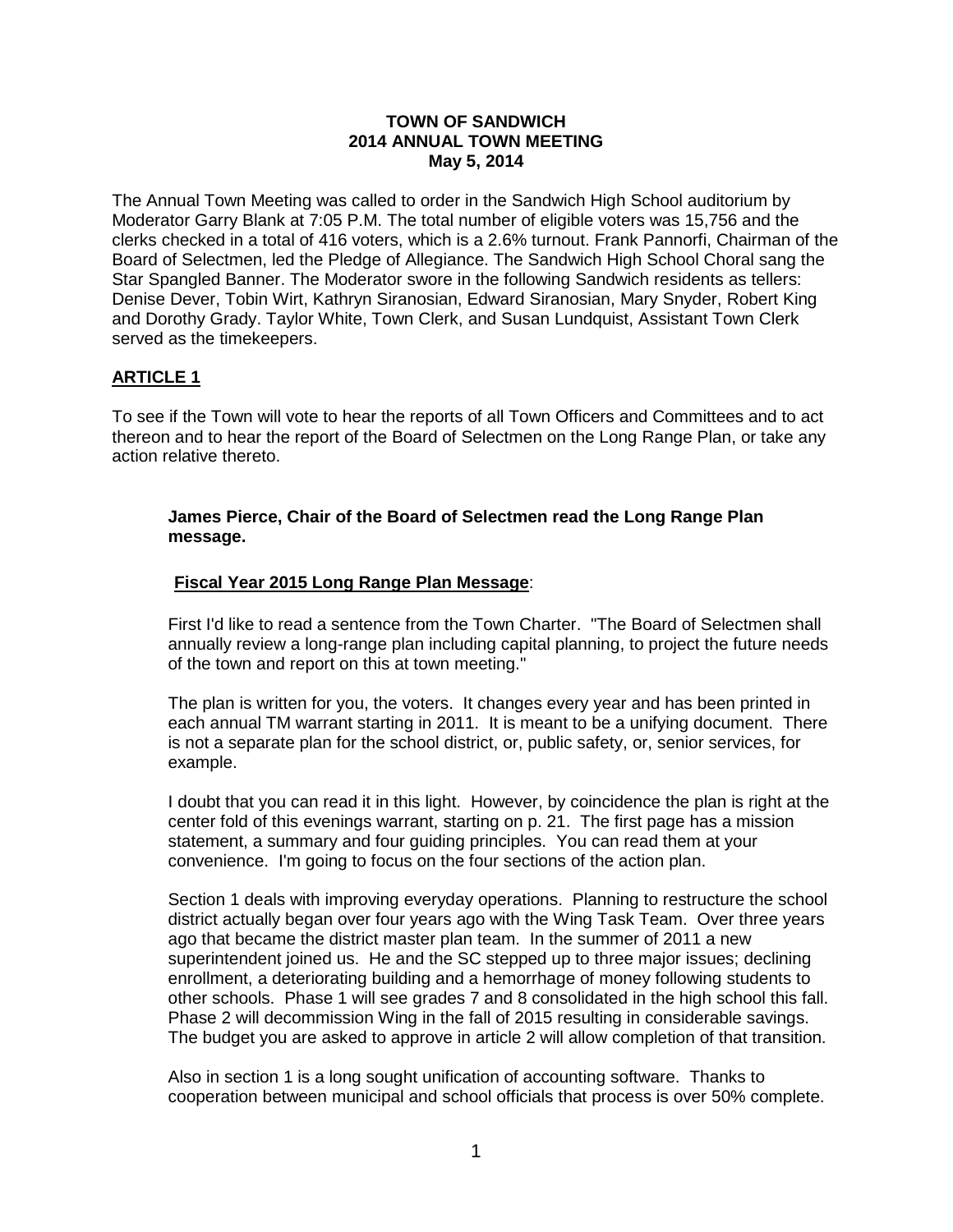**TOWN OF SANDWICH**
**2014 ANNUAL TOWN MEETING**
**May 5, 2014**

The Annual Town Meeting was called to order in the Sandwich High School auditorium by Moderator Garry Blank at 7:05 P.M. The total number of eligible voters was 15,756 and the clerks checked in a total of 416 voters, which is a 2.6% turnout. Frank Pannorfi, Chairman of the Board of Selectmen, led the Pledge of Allegiance. The Sandwich High School Choral sang the Star Spangled Banner. The Moderator swore in the following Sandwich residents as tellers: Denise Dever, Tobin Wirt, Kathryn Siranosian, Edward Siranosian, Mary Snyder, Robert King and Dorothy Grady. Taylor White, Town Clerk, and Susan Lundquist, Assistant Town Clerk served as the timekeepers.

## ARTICLE 1

To see if the Town will vote to hear the reports of all Town Officers and Committees and to act thereon and to hear the report of the Board of Selectmen on the Long Range Plan, or take any action relative thereto.

**James Pierce, Chair of the Board of Selectmen read the Long Range Plan message.**

**Fiscal Year 2015 Long Range Plan Message**:

First I'd like to read a sentence from the Town Charter. "The Board of Selectmen shall annually review a long-range plan including capital planning, to project the future needs of the town and report on this at town meeting."

The plan is written for you, the voters. It changes every year and has been printed in each annual TM warrant starting in 2011. It is meant to be a unifying document. There is not a separate plan for the school district, or, public safety, or, senior services, for example.

I doubt that you can read it in this light. However, by coincidence the plan is right at the center fold of this evenings warrant, starting on p. 21. The first page has a mission statement, a summary and four guiding principles. You can read them at your convenience. I'm going to focus on the four sections of the action plan.

Section 1 deals with improving everyday operations. Planning to restructure the school district actually began over four years ago with the Wing Task Team. Over three years ago that became the district master plan team. In the summer of 2011 a new superintendent joined us. He and the SC stepped up to three major issues; declining enrollment, a deteriorating building and a hemorrhage of money following students to other schools. Phase 1 will see grades 7 and 8 consolidated in the high school this fall. Phase 2 will decommission Wing in the fall of 2015 resulting in considerable savings. The budget you are asked to approve in article 2 will allow completion of that transition.

Also in section 1 is a long sought unification of accounting software. Thanks to cooperation between municipal and school officials that process is over 50% complete.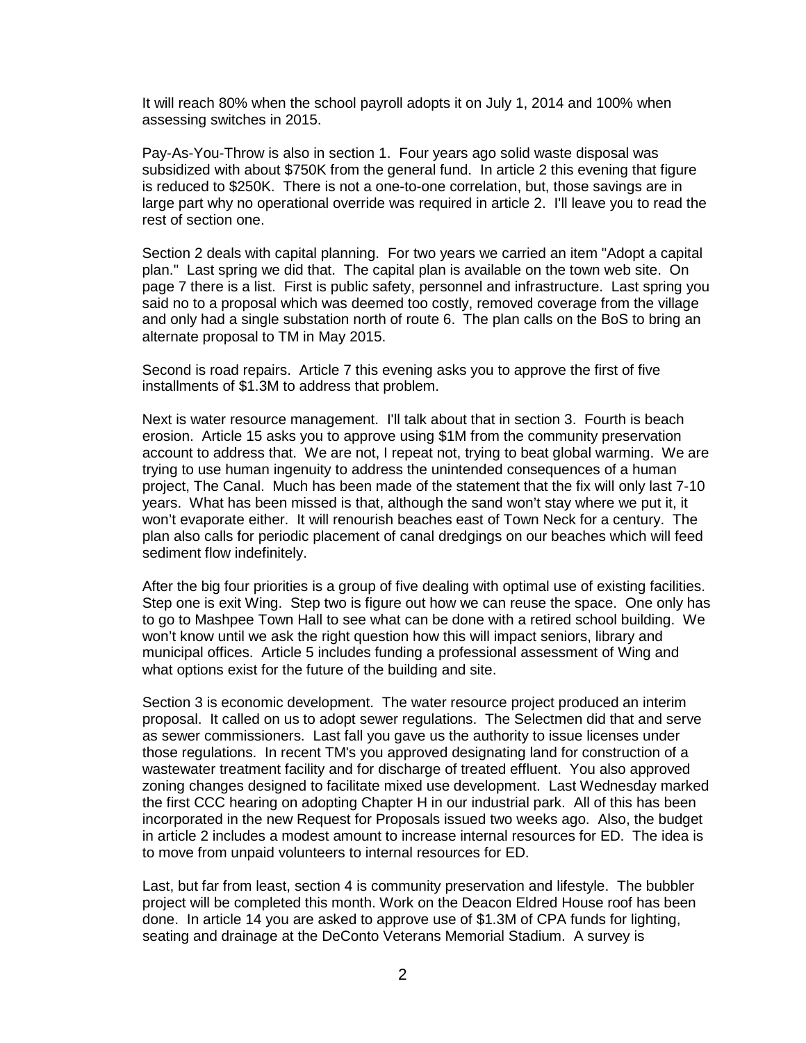It will reach 80% when the school payroll adopts it on July 1, 2014 and 100% when assessing switches in 2015.

Pay-As-You-Throw is also in section 1. Four years ago solid waste disposal was subsidized with about $750K from the general fund. In article 2 this evening that figure is reduced to $250K. There is not a one-to-one correlation, but, those savings are in large part why no operational override was required in article 2. I'll leave you to read the rest of section one.

Section 2 deals with capital planning. For two years we carried an item "Adopt a capital plan." Last spring we did that. The capital plan is available on the town web site. On page 7 there is a list. First is public safety, personnel and infrastructure. Last spring you said no to a proposal which was deemed too costly, removed coverage from the village and only had a single substation north of route 6. The plan calls on the BoS to bring an alternate proposal to TM in May 2015.

Second is road repairs. Article 7 this evening asks you to approve the first of five installments of $1.3M to address that problem.

Next is water resource management. I'll talk about that in section 3. Fourth is beach erosion. Article 15 asks you to approve using $1M from the community preservation account to address that. We are not, I repeat not, trying to beat global warming. We are trying to use human ingenuity to address the unintended consequences of a human project, The Canal. Much has been made of the statement that the fix will only last 7-10 years. What has been missed is that, although the sand won't stay where we put it, it won't evaporate either. It will renourish beaches east of Town Neck for a century. The plan also calls for periodic placement of canal dredgings on our beaches which will feed sediment flow indefinitely.

After the big four priorities is a group of five dealing with optimal use of existing facilities. Step one is exit Wing. Step two is figure out how we can reuse the space. One only has to go to Mashpee Town Hall to see what can be done with a retired school building. We won't know until we ask the right question how this will impact seniors, library and municipal offices. Article 5 includes funding a professional assessment of Wing and what options exist for the future of the building and site.

Section 3 is economic development. The water resource project produced an interim proposal. It called on us to adopt sewer regulations. The Selectmen did that and serve as sewer commissioners. Last fall you gave us the authority to issue licenses under those regulations. In recent TM's you approved designating land for construction of a wastewater treatment facility and for discharge of treated effluent. You also approved zoning changes designed to facilitate mixed use development. Last Wednesday marked the first CCC hearing on adopting Chapter H in our industrial park. All of this has been incorporated in the new Request for Proposals issued two weeks ago. Also, the budget in article 2 includes a modest amount to increase internal resources for ED. The idea is to move from unpaid volunteers to internal resources for ED.

Last, but far from least, section 4 is community preservation and lifestyle. The bubbler project will be completed this month. Work on the Deacon Eldred House roof has been done. In article 14 you are asked to approve use of $1.3M of CPA funds for lighting, seating and drainage at the DeConto Veterans Memorial Stadium. A survey is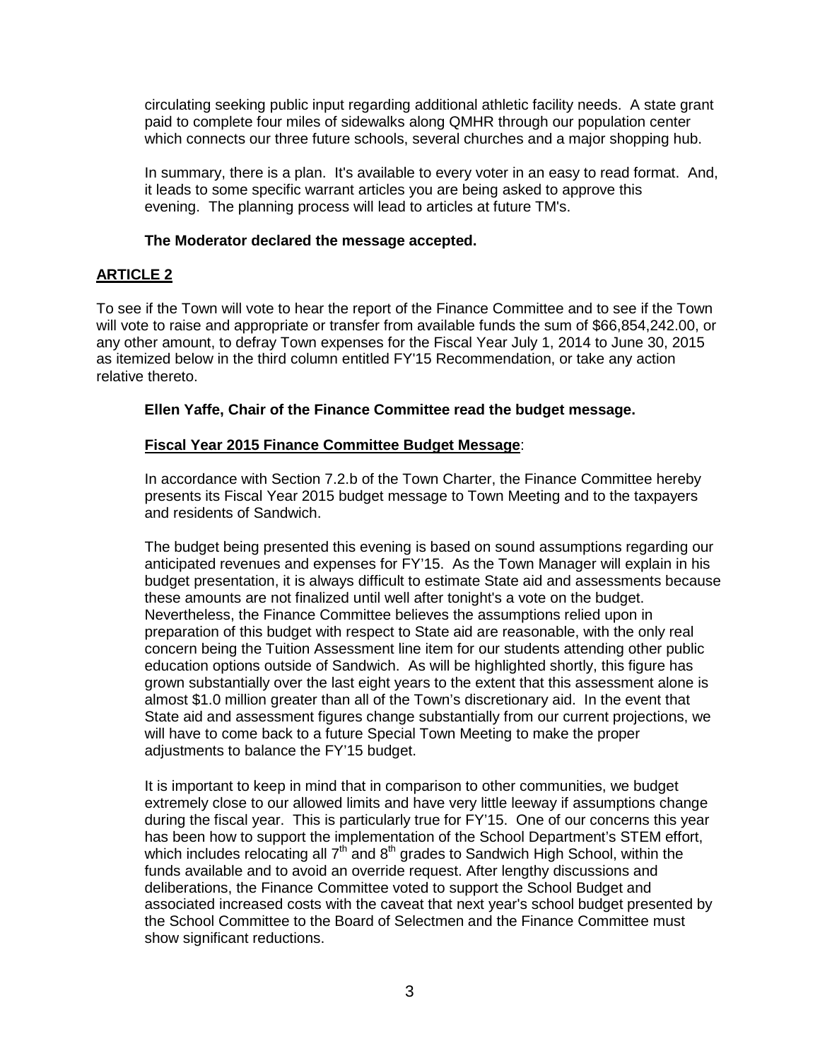circulating seeking public input regarding additional athletic facility needs. A state grant paid to complete four miles of sidewalks along QMHR through our population center which connects our three future schools, several churches and a major shopping hub.

In summary, there is a plan. It's available to every voter in an easy to read format. And, it leads to some specific warrant articles you are being asked to approve this evening. The planning process will lead to articles at future TM's.

**The Moderator declared the message accepted.**

## ARTICLE 2

To see if the Town will vote to hear the report of the Finance Committee and to see if the Town will vote to raise and appropriate or transfer from available funds the sum of $66,854,242.00, or any other amount, to defray Town expenses for the Fiscal Year July 1, 2014 to June 30, 2015 as itemized below in the third column entitled FY'15 Recommendation, or take any action relative thereto.

**Ellen Yaffe, Chair of the Finance Committee read the budget message.**

**Fiscal Year 2015 Finance Committee Budget Message**:

In accordance with Section 7.2.b of the Town Charter, the Finance Committee hereby presents its Fiscal Year 2015 budget message to Town Meeting and to the taxpayers and residents of Sandwich.

The budget being presented this evening is based on sound assumptions regarding our anticipated revenues and expenses for FY'15. As the Town Manager will explain in his budget presentation, it is always difficult to estimate State aid and assessments because these amounts are not finalized until well after tonight's a vote on the budget. Nevertheless, the Finance Committee believes the assumptions relied upon in preparation of this budget with respect to State aid are reasonable, with the only real concern being the Tuition Assessment line item for our students attending other public education options outside of Sandwich. As will be highlighted shortly, this figure has grown substantially over the last eight years to the extent that this assessment alone is almost $1.0 million greater than all of the Town's discretionary aid. In the event that State aid and assessment figures change substantially from our current projections, we will have to come back to a future Special Town Meeting to make the proper adjustments to balance the FY'15 budget.

It is important to keep in mind that in comparison to other communities, we budget extremely close to our allowed limits and have very little leeway if assumptions change during the fiscal year. This is particularly true for FY'15. One of our concerns this year has been how to support the implementation of the School Department's STEM effort, which includes relocating all 7th and 8th grades to Sandwich High School, within the funds available and to avoid an override request. After lengthy discussions and deliberations, the Finance Committee voted to support the School Budget and associated increased costs with the caveat that next year's school budget presented by the School Committee to the Board of Selectmen and the Finance Committee must show significant reductions.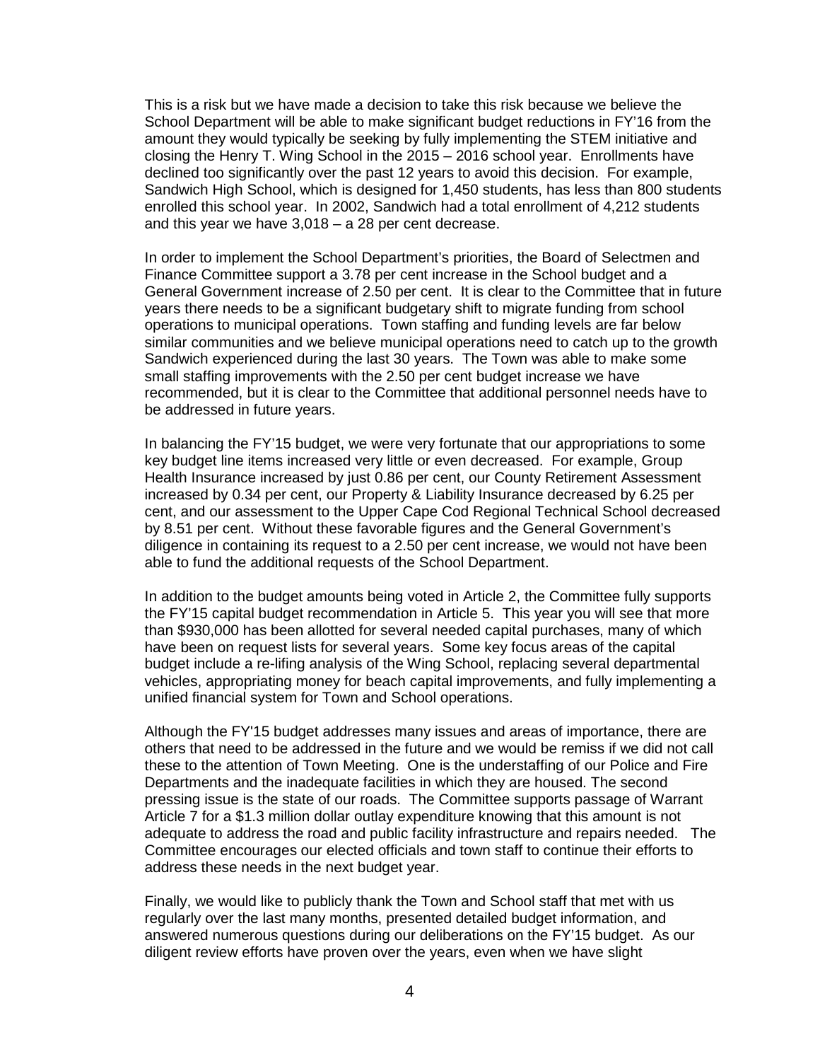This is a risk but we have made a decision to take this risk because we believe the School Department will be able to make significant budget reductions in FY'16 from the amount they would typically be seeking by fully implementing the STEM initiative and closing the Henry T. Wing School in the 2015 – 2016 school year. Enrollments have declined too significantly over the past 12 years to avoid this decision. For example, Sandwich High School, which is designed for 1,450 students, has less than 800 students enrolled this school year. In 2002, Sandwich had a total enrollment of 4,212 students and this year we have 3,018 – a 28 per cent decrease.

In order to implement the School Department's priorities, the Board of Selectmen and Finance Committee support a 3.78 per cent increase in the School budget and a General Government increase of 2.50 per cent. It is clear to the Committee that in future years there needs to be a significant budgetary shift to migrate funding from school operations to municipal operations. Town staffing and funding levels are far below similar communities and we believe municipal operations need to catch up to the growth Sandwich experienced during the last 30 years. The Town was able to make some small staffing improvements with the 2.50 per cent budget increase we have recommended, but it is clear to the Committee that additional personnel needs have to be addressed in future years.

In balancing the FY'15 budget, we were very fortunate that our appropriations to some key budget line items increased very little or even decreased. For example, Group Health Insurance increased by just 0.86 per cent, our County Retirement Assessment increased by 0.34 per cent, our Property & Liability Insurance decreased by 6.25 per cent, and our assessment to the Upper Cape Cod Regional Technical School decreased by 8.51 per cent. Without these favorable figures and the General Government's diligence in containing its request to a 2.50 per cent increase, we would not have been able to fund the additional requests of the School Department.

In addition to the budget amounts being voted in Article 2, the Committee fully supports the FY'15 capital budget recommendation in Article 5. This year you will see that more than $930,000 has been allotted for several needed capital purchases, many of which have been on request lists for several years. Some key focus areas of the capital budget include a re-lifing analysis of the Wing School, replacing several departmental vehicles, appropriating money for beach capital improvements, and fully implementing a unified financial system for Town and School operations.

Although the FY'15 budget addresses many issues and areas of importance, there are others that need to be addressed in the future and we would be remiss if we did not call these to the attention of Town Meeting. One is the understaffing of our Police and Fire Departments and the inadequate facilities in which they are housed. The second pressing issue is the state of our roads. The Committee supports passage of Warrant Article 7 for a $1.3 million dollar outlay expenditure knowing that this amount is not adequate to address the road and public facility infrastructure and repairs needed. The Committee encourages our elected officials and town staff to continue their efforts to address these needs in the next budget year.

Finally, we would like to publicly thank the Town and School staff that met with us regularly over the last many months, presented detailed budget information, and answered numerous questions during our deliberations on the FY'15 budget. As our diligent review efforts have proven over the years, even when we have slight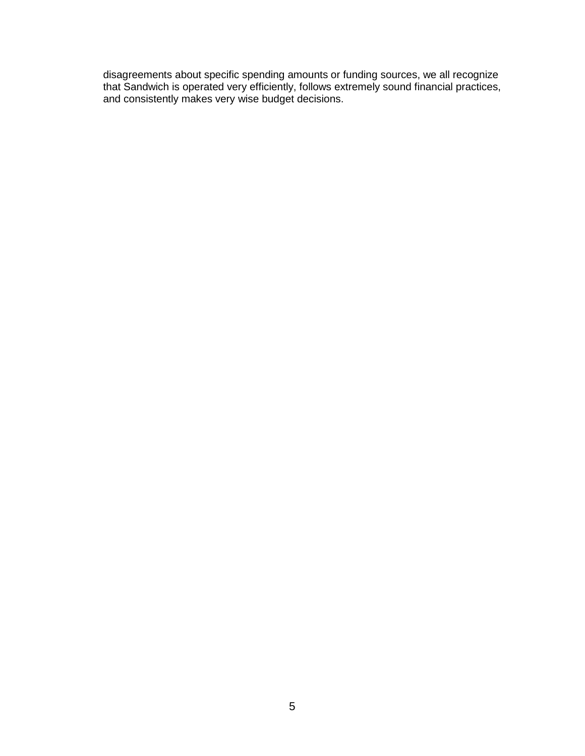disagreements about specific spending amounts or funding sources, we all recognize that Sandwich is operated very efficiently, follows extremely sound financial practices, and consistently makes very wise budget decisions.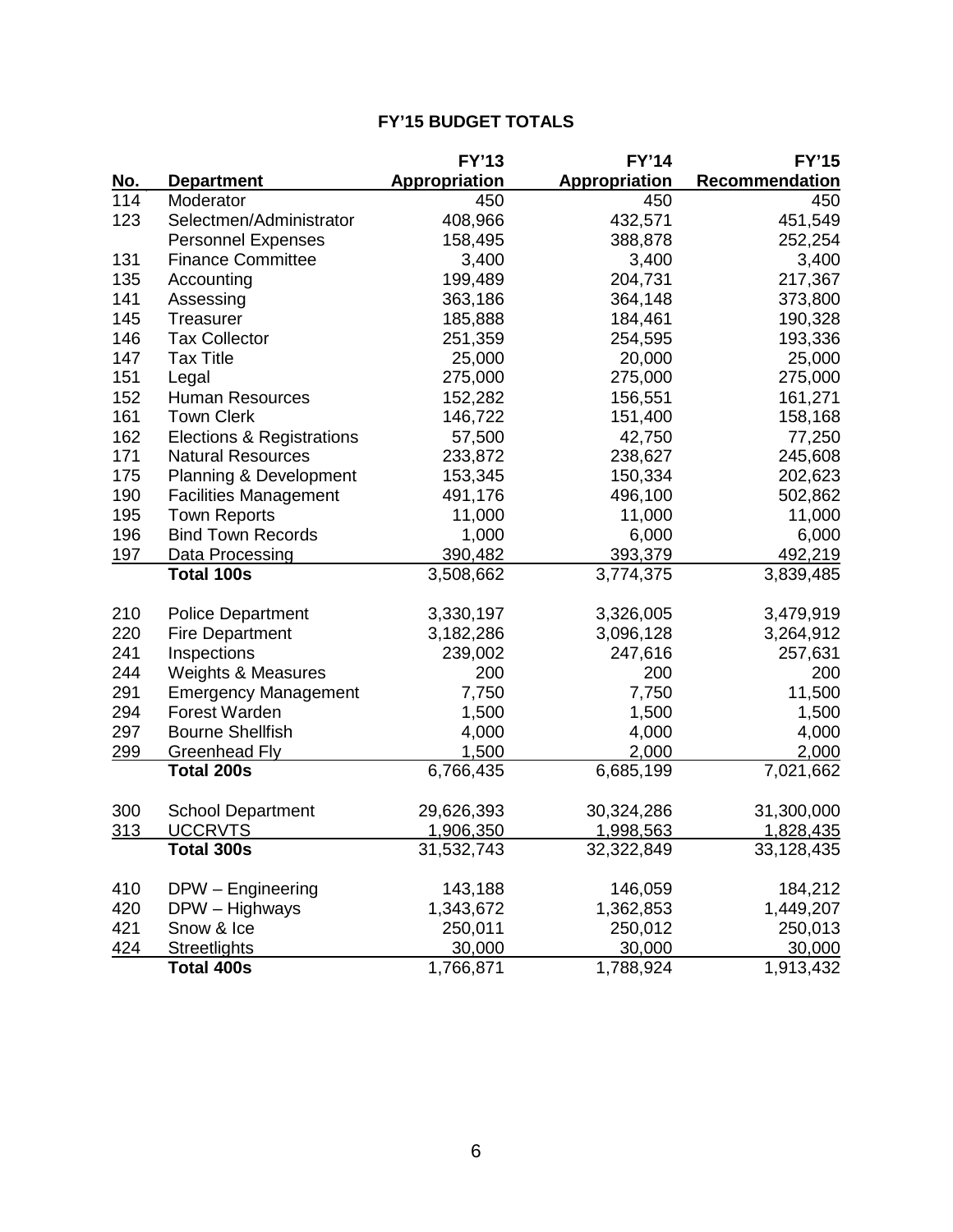## FY'15 BUDGET TOTALS

| No. | Department | FY'13 Appropriation | FY'14 Appropriation | FY'15 Recommendation |
|---|---|---|---|---|
| 114 | Moderator | 450 | 450 | 450 |
| 123 | Selectmen/Administrator | 408,966 | 432,571 | 451,549 |
| | Personnel Expenses | 158,495 | 388,878 | 252,254 |
| 131 | Finance Committee | 3,400 | 3,400 | 3,400 |
| 135 | Accounting | 199,489 | 204,731 | 217,367 |
| 141 | Assessing | 363,186 | 364,148 | 373,800 |
| 145 | Treasurer | 185,888 | 184,461 | 190,328 |
| 146 | Tax Collector | 251,359 | 254,595 | 193,336 |
| 147 | Tax Title | 25,000 | 20,000 | 25,000 |
| 151 | Legal | 275,000 | 275,000 | 275,000 |
| 152 | Human Resources | 152,282 | 156,551 | 161,271 |
| 161 | Town Clerk | 146,722 | 151,400 | 158,168 |
| 162 | Elections & Registrations | 57,500 | 42,750 | 77,250 |
| 171 | Natural Resources | 233,872 | 238,627 | 245,608 |
| 175 | Planning & Development | 153,345 | 150,334 | 202,623 |
| 190 | Facilities Management | 491,176 | 496,100 | 502,862 |
| 195 | Town Reports | 11,000 | 11,000 | 11,000 |
| 196 | Bind Town Records | 1,000 | 6,000 | 6,000 |
| 197 | Data Processing | 390,482 | 393,379 | 492,219 |
| | **Total 100s** | 3,508,662 | 3,774,375 | 3,839,485 |
| | | | | |
| 210 | Police Department | 3,330,197 | 3,326,005 | 3,479,919 |
| 220 | Fire Department | 3,182,286 | 3,096,128 | 3,264,912 |
| 241 | Inspections | 239,002 | 247,616 | 257,631 |
| 244 | Weights & Measures | 200 | 200 | 200 |
| 291 | Emergency Management | 7,750 | 7,750 | 11,500 |
| 294 | Forest Warden | 1,500 | 1,500 | 1,500 |
| 297 | Bourne Shellfish | 4,000 | 4,000 | 4,000 |
| 299 | Greenhead Fly | 1,500 | 2,000 | 2,000 |
| | **Total 200s** | 6,766,435 | 6,685,199 | 7,021,662 |
| | | | | |
| 300 | School Department | 29,626,393 | 30,324,286 | 31,300,000 |
| 313 | UCCRVTS | 1,906,350 | 1,998,563 | 1,828,435 |
| | **Total 300s** | 31,532,743 | 32,322,849 | 33,128,435 |
| | | | | |
| 410 | DPW – Engineering | 143,188 | 146,059 | 184,212 |
| 420 | DPW – Highways | 1,343,672 | 1,362,853 | 1,449,207 |
| 421 | Snow & Ice | 250,011 | 250,012 | 250,013 |
| 424 | Streetlights | 30,000 | 30,000 | 30,000 |
| | **Total 400s** | 1,766,871 | 1,788,924 | 1,913,432 |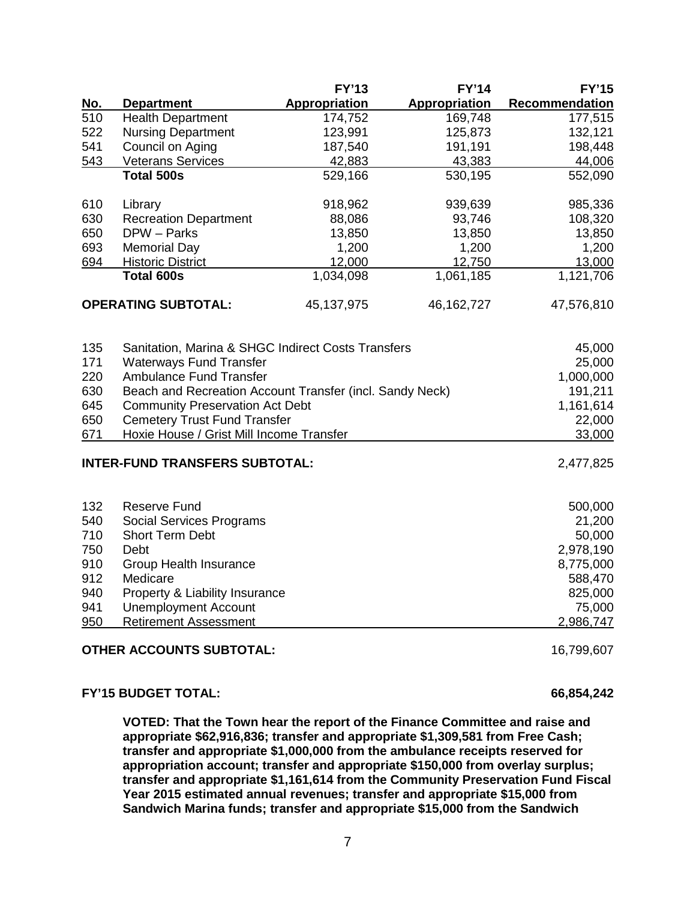| No. | Department | FY'13 Appropriation | FY'14 Appropriation | FY'15 Recommendation |
|---|---|---|---|---|
| 510 | Health Department | 174,752 | 169,748 | 177,515 |
| 522 | Nursing Department | 123,991 | 125,873 | 132,121 |
| 541 | Council on Aging | 187,540 | 191,191 | 198,448 |
| 543 | Veterans Services | 42,883 | 43,383 | 44,006 |
| | **Total 500s** | 529,166 | 530,195 | 552,090 |
| 610 | Library | 918,962 | 939,639 | 985,336 |
| 630 | Recreation Department | 88,086 | 93,746 | 108,320 |
| 650 | DPW – Parks | 13,850 | 13,850 | 13,850 |
| 693 | Memorial Day | 1,200 | 1,200 | 1,200 |
| 694 | Historic District | 12,000 | 12,750 | 13,000 |
| | **Total 600s** | 1,034,098 | 1,061,185 | 1,121,706 |
| | **OPERATING SUBTOTAL:** | 45,137,975 | 46,162,727 | 47,576,810 |

| No. | Account | Amount |
|---|---|---|
| 135 | Sanitation, Marina & SHGC Indirect Costs Transfers | 45,000 |
| 171 | Waterways Fund Transfer | 25,000 |
| 220 | Ambulance Fund Transfer | 1,000,000 |
| 630 | Beach and Recreation Account Transfer (incl. Sandy Neck) | 191,211 |
| 645 | Community Preservation Act Debt | 1,161,614 |
| 650 | Cemetery Trust Fund Transfer | 22,000 |
| 671 | Hoxie House / Grist Mill Income Transfer | 33,000 |
| | **INTER-FUND TRANSFERS SUBTOTAL:** | 2,477,825 |

| No. | Account | Amount |
|---|---|---|
| 132 | Reserve Fund | 500,000 |
| 540 | Social Services Programs | 21,200 |
| 710 | Short Term Debt | 50,000 |
| 750 | Debt | 2,978,190 |
| 910 | Group Health Insurance | 8,775,000 |
| 912 | Medicare | 588,470 |
| 940 | Property & Liability Insurance | 825,000 |
| 941 | Unemployment Account | 75,000 |
| 950 | Retirement Assessment | 2,986,747 |
| | **OTHER ACCOUNTS SUBTOTAL:** | 16,799,607 |

**FY'15 BUDGET TOTAL: 66,854,242**

**VOTED: That the Town hear the report of the Finance Committee and raise and appropriate $62,916,836; transfer and appropriate $1,309,581 from Free Cash; transfer and appropriate $1,000,000 from the ambulance receipts reserved for appropriation account; transfer and appropriate $150,000 from overlay surplus; transfer and appropriate $1,161,614 from the Community Preservation Fund Fiscal Year 2015 estimated annual revenues; transfer and appropriate $15,000 from Sandwich Marina funds; transfer and appropriate $15,000 from the Sandwich**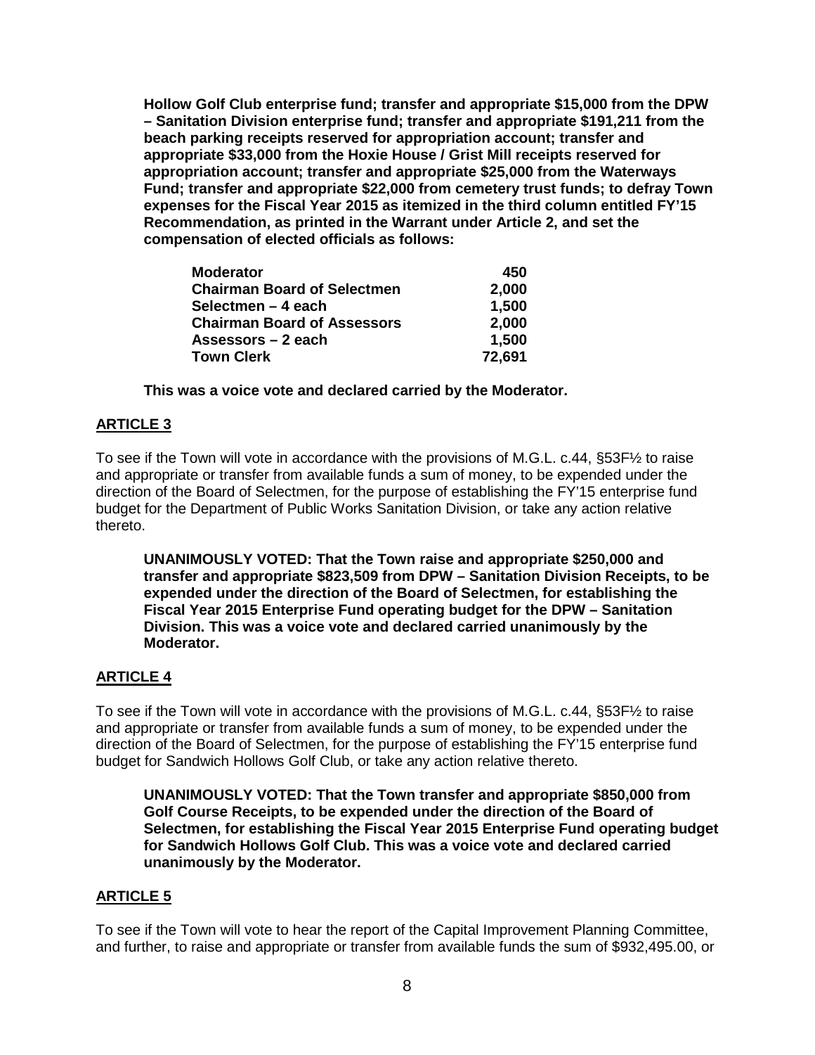**Hollow Golf Club enterprise fund; transfer and appropriate $15,000 from the DPW – Sanitation Division enterprise fund; transfer and appropriate $191,211 from the beach parking receipts reserved for appropriation account; transfer and appropriate $33,000 from the Hoxie House / Grist Mill receipts reserved for appropriation account; transfer and appropriate $25,000 from the Waterways Fund; transfer and appropriate $22,000 from cemetery trust funds; to defray Town expenses for the Fiscal Year 2015 as itemized in the third column entitled FY'15 Recommendation, as printed in the Warrant under Article 2, and set the compensation of elected officials as follows:**

| | |
|---|---|
| **Moderator** | **450** |
| **Chairman Board of Selectmen** | **2,000** |
| **Selectmen – 4 each** | **1,500** |
| **Chairman Board of Assessors** | **2,000** |
| **Assessors – 2 each** | **1,500** |
| **Town Clerk** | **72,691** |

**This was a voice vote and declared carried by the Moderator.**

## ARTICLE 3

To see if the Town will vote in accordance with the provisions of M.G.L. c.44, §53F½ to raise and appropriate or transfer from available funds a sum of money, to be expended under the direction of the Board of Selectmen, for the purpose of establishing the FY'15 enterprise fund budget for the Department of Public Works Sanitation Division, or take any action relative thereto.

**UNANIMOUSLY VOTED: That the Town raise and appropriate $250,000 and transfer and appropriate $823,509 from DPW – Sanitation Division Receipts, to be expended under the direction of the Board of Selectmen, for establishing the Fiscal Year 2015 Enterprise Fund operating budget for the DPW – Sanitation Division. This was a voice vote and declared carried unanimously by the Moderator.**

## ARTICLE 4

To see if the Town will vote in accordance with the provisions of M.G.L. c.44, §53F½ to raise and appropriate or transfer from available funds a sum of money, to be expended under the direction of the Board of Selectmen, for the purpose of establishing the FY'15 enterprise fund budget for Sandwich Hollows Golf Club, or take any action relative thereto.

**UNANIMOUSLY VOTED: That the Town transfer and appropriate $850,000 from Golf Course Receipts, to be expended under the direction of the Board of Selectmen, for establishing the Fiscal Year 2015 Enterprise Fund operating budget for Sandwich Hollows Golf Club. This was a voice vote and declared carried unanimously by the Moderator.**

## ARTICLE 5

To see if the Town will vote to hear the report of the Capital Improvement Planning Committee, and further, to raise and appropriate or transfer from available funds the sum of $932,495.00, or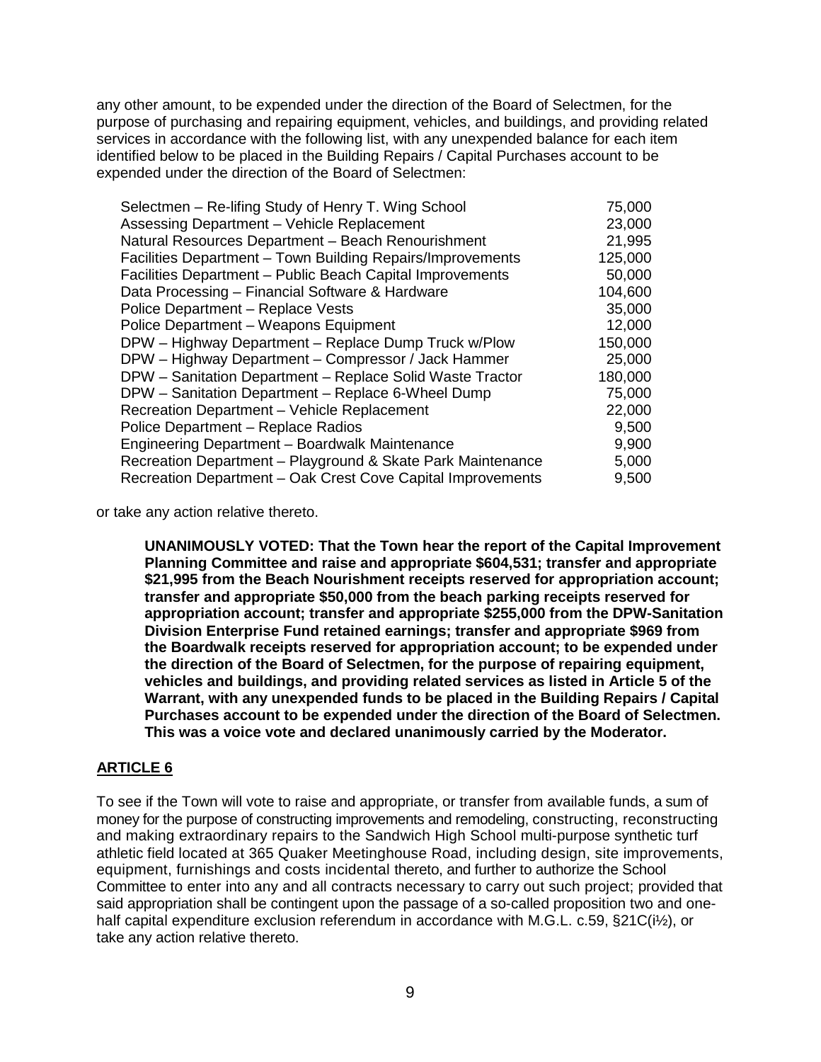any other amount, to be expended under the direction of the Board of Selectmen, for the purpose of purchasing and repairing equipment, vehicles, and buildings, and providing related services in accordance with the following list, with any unexpended balance for each item identified below to be placed in the Building Repairs / Capital Purchases account to be expended under the direction of the Board of Selectmen:

| | |
|---|---:|
| Selectmen – Re-lifing Study of Henry T. Wing School | 75,000 |
| Assessing Department – Vehicle Replacement | 23,000 |
| Natural Resources Department – Beach Renourishment | 21,995 |
| Facilities Department – Town Building Repairs/Improvements | 125,000 |
| Facilities Department – Public Beach Capital Improvements | 50,000 |
| Data Processing – Financial Software & Hardware | 104,600 |
| Police Department – Replace Vests | 35,000 |
| Police Department – Weapons Equipment | 12,000 |
| DPW – Highway Department – Replace Dump Truck w/Plow | 150,000 |
| DPW – Highway Department – Compressor / Jack Hammer | 25,000 |
| DPW – Sanitation Department – Replace Solid Waste Tractor | 180,000 |
| DPW – Sanitation Department – Replace 6-Wheel Dump | 75,000 |
| Recreation Department – Vehicle Replacement | 22,000 |
| Police Department – Replace Radios | 9,500 |
| Engineering Department – Boardwalk Maintenance | 9,900 |
| Recreation Department – Playground & Skate Park Maintenance | 5,000 |
| Recreation Department – Oak Crest Cove Capital Improvements | 9,500 |

or take any action relative thereto.

**UNANIMOUSLY VOTED: That the Town hear the report of the Capital Improvement Planning Committee and raise and appropriate $604,531; transfer and appropriate $21,995 from the Beach Nourishment receipts reserved for appropriation account; transfer and appropriate $50,000 from the beach parking receipts reserved for appropriation account; transfer and appropriate $255,000 from the DPW-Sanitation Division Enterprise Fund retained earnings; transfer and appropriate $969 from the Boardwalk receipts reserved for appropriation account; to be expended under the direction of the Board of Selectmen, for the purpose of repairing equipment, vehicles and buildings, and providing related services as listed in Article 5 of the Warrant, with any unexpended funds to be placed in the Building Repairs / Capital Purchases account to be expended under the direction of the Board of Selectmen. This was a voice vote and declared unanimously carried by the Moderator.**

## ARTICLE 6

To see if the Town will vote to raise and appropriate, or transfer from available funds, a sum of money for the purpose of constructing improvements and remodeling, constructing, reconstructing and making extraordinary repairs to the Sandwich High School multi-purpose synthetic turf athletic field located at 365 Quaker Meetinghouse Road, including design, site improvements, equipment, furnishings and costs incidental thereto, and further to authorize the School Committee to enter into any and all contracts necessary to carry out such project; provided that said appropriation shall be contingent upon the passage of a so-called proposition two and one-half capital expenditure exclusion referendum in accordance with M.G.L. c.59, §21C(i½), or take any action relative thereto.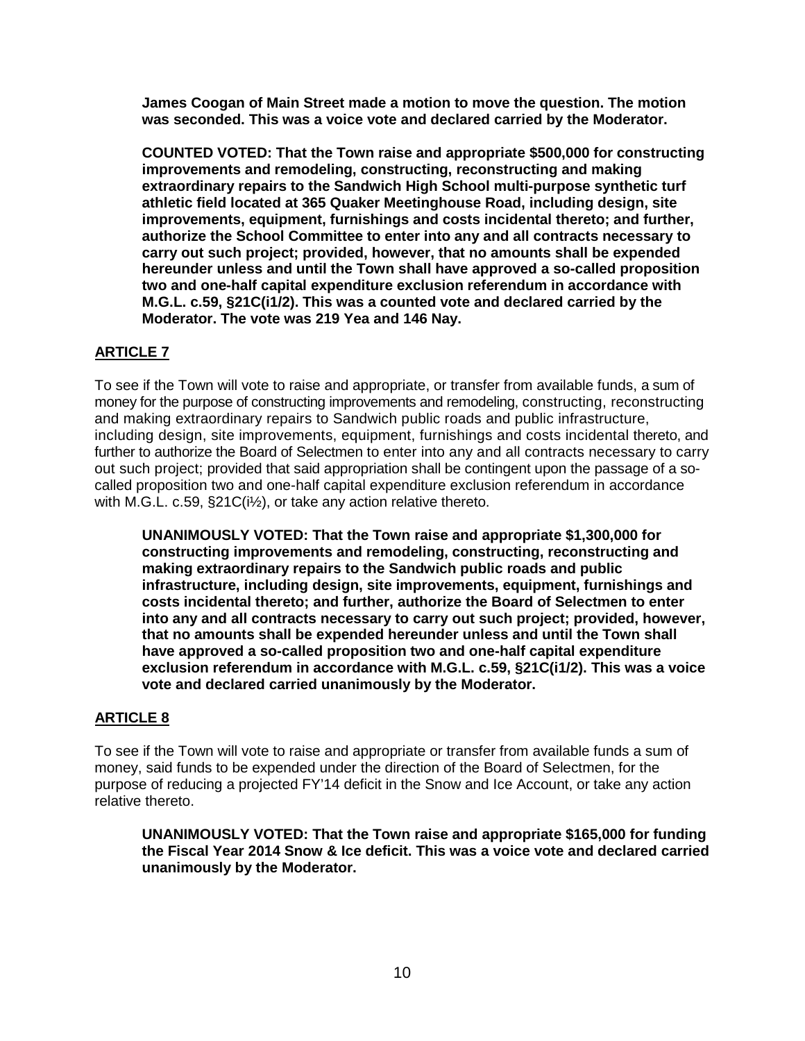**James Coogan of Main Street made a motion to move the question. The motion was seconded. This was a voice vote and declared carried by the Moderator.**

**COUNTED VOTED: That the Town raise and appropriate $500,000 for constructing improvements and remodeling, constructing, reconstructing and making extraordinary repairs to the Sandwich High School multi-purpose synthetic turf athletic field located at 365 Quaker Meetinghouse Road, including design, site improvements, equipment, furnishings and costs incidental thereto; and further, authorize the School Committee to enter into any and all contracts necessary to carry out such project; provided, however, that no amounts shall be expended hereunder unless and until the Town shall have approved a so-called proposition two and one-half capital expenditure exclusion referendum in accordance with M.G.L. c.59, §21C(i1/2). This was a counted vote and declared carried by the Moderator. The vote was 219 Yea and 146 Nay.**

## ARTICLE 7

To see if the Town will vote to raise and appropriate, or transfer from available funds, a sum of money for the purpose of constructing improvements and remodeling, constructing, reconstructing and making extraordinary repairs to Sandwich public roads and public infrastructure, including design, site improvements, equipment, furnishings and costs incidental thereto, and further to authorize the Board of Selectmen to enter into any and all contracts necessary to carry out such project; provided that said appropriation shall be contingent upon the passage of a so-called proposition two and one-half capital expenditure exclusion referendum in accordance with M.G.L. c.59, §21C(i½), or take any action relative thereto.

**UNANIMOUSLY VOTED: That the Town raise and appropriate $1,300,000 for constructing improvements and remodeling, constructing, reconstructing and making extraordinary repairs to the Sandwich public roads and public infrastructure, including design, site improvements, equipment, furnishings and costs incidental thereto; and further, authorize the Board of Selectmen to enter into any and all contracts necessary to carry out such project; provided, however, that no amounts shall be expended hereunder unless and until the Town shall have approved a so-called proposition two and one-half capital expenditure exclusion referendum in accordance with M.G.L. c.59, §21C(i1/2). This was a voice vote and declared carried unanimously by the Moderator.**

## ARTICLE 8

To see if the Town will vote to raise and appropriate or transfer from available funds a sum of money, said funds to be expended under the direction of the Board of Selectmen, for the purpose of reducing a projected FY'14 deficit in the Snow and Ice Account, or take any action relative thereto.

**UNANIMOUSLY VOTED: That the Town raise and appropriate $165,000 for funding the Fiscal Year 2014 Snow & Ice deficit. This was a voice vote and declared carried unanimously by the Moderator.**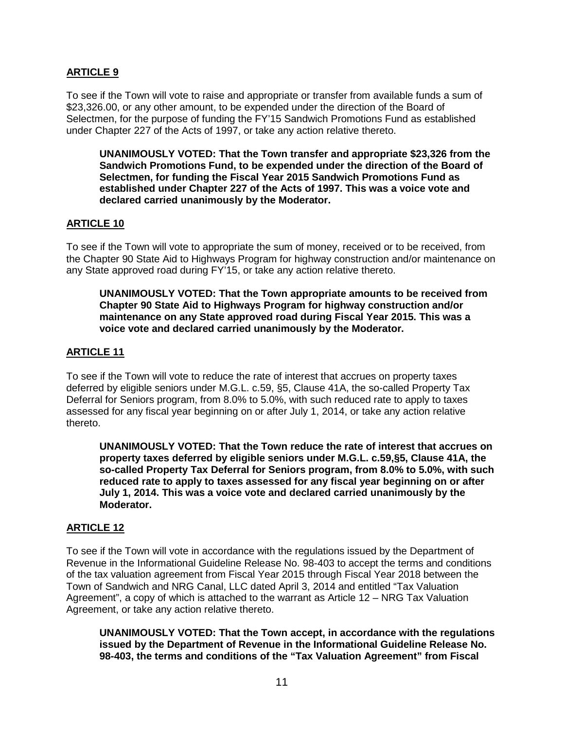## ARTICLE 9

To see if the Town will vote to raise and appropriate or transfer from available funds a sum of $23,326.00, or any other amount, to be expended under the direction of the Board of Selectmen, for the purpose of funding the FY'15 Sandwich Promotions Fund as established under Chapter 227 of the Acts of 1997, or take any action relative thereto.

> **UNANIMOUSLY VOTED: That the Town transfer and appropriate $23,326 from the Sandwich Promotions Fund, to be expended under the direction of the Board of Selectmen, for funding the Fiscal Year 2015 Sandwich Promotions Fund as established under Chapter 227 of the Acts of 1997. This was a voice vote and declared carried unanimously by the Moderator.**

## ARTICLE 10

To see if the Town will vote to appropriate the sum of money, received or to be received, from the Chapter 90 State Aid to Highways Program for highway construction and/or maintenance on any State approved road during FY'15, or take any action relative thereto.

> **UNANIMOUSLY VOTED: That the Town appropriate amounts to be received from Chapter 90 State Aid to Highways Program for highway construction and/or maintenance on any State approved road during Fiscal Year 2015. This was a voice vote and declared carried unanimously by the Moderator.**

## ARTICLE 11

To see if the Town will vote to reduce the rate of interest that accrues on property taxes deferred by eligible seniors under M.G.L. c.59, §5, Clause 41A, the so-called Property Tax Deferral for Seniors program, from 8.0% to 5.0%, with such reduced rate to apply to taxes assessed for any fiscal year beginning on or after July 1, 2014, or take any action relative thereto.

> **UNANIMOUSLY VOTED: That the Town reduce the rate of interest that accrues on property taxes deferred by eligible seniors under M.G.L. c.59,§5, Clause 41A, the so-called Property Tax Deferral for Seniors program, from 8.0% to 5.0%, with such reduced rate to apply to taxes assessed for any fiscal year beginning on or after July 1, 2014. This was a voice vote and declared carried unanimously by the Moderator.**

## ARTICLE 12

To see if the Town will vote in accordance with the regulations issued by the Department of Revenue in the Informational Guideline Release No. 98-403 to accept the terms and conditions of the tax valuation agreement from Fiscal Year 2015 through Fiscal Year 2018 between the Town of Sandwich and NRG Canal, LLC dated April 3, 2014 and entitled "Tax Valuation Agreement", a copy of which is attached to the warrant as Article 12 – NRG Tax Valuation Agreement, or take any action relative thereto.

> **UNANIMOUSLY VOTED: That the Town accept, in accordance with the regulations issued by the Department of Revenue in the Informational Guideline Release No. 98-403, the terms and conditions of the "Tax Valuation Agreement" from Fiscal**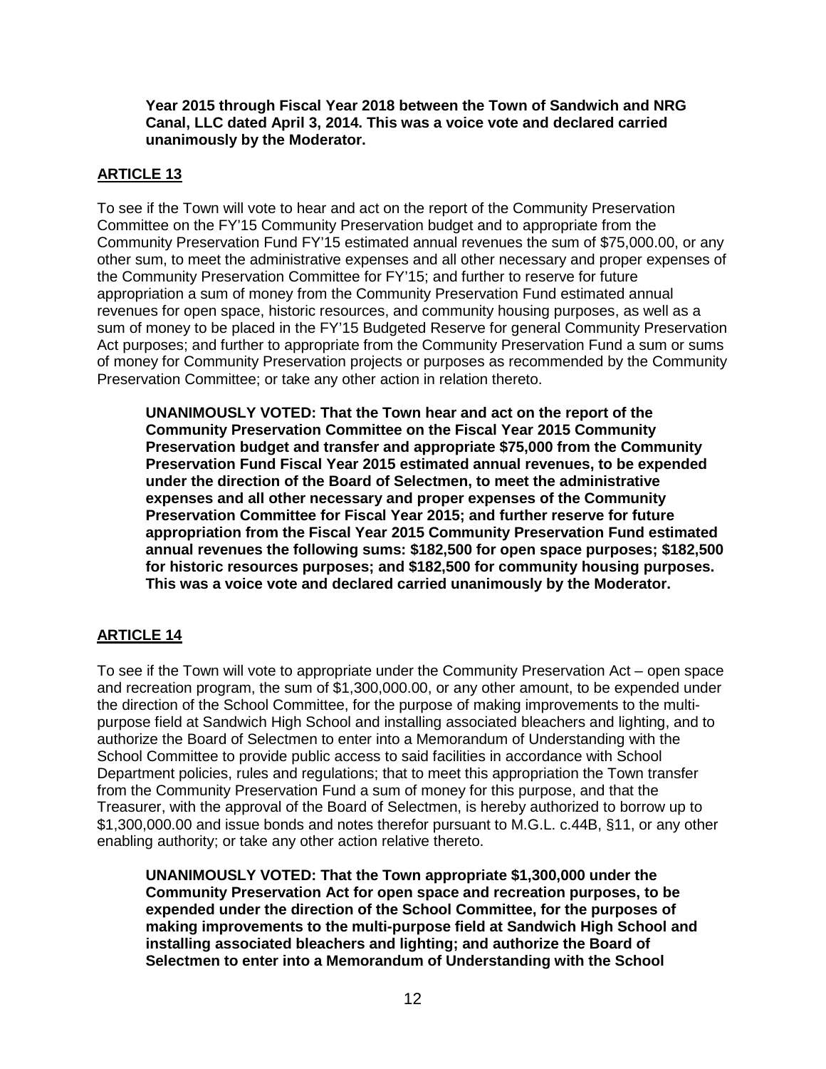**Year 2015 through Fiscal Year 2018 between the Town of Sandwich and NRG Canal, LLC dated April 3, 2014. This was a voice vote and declared carried unanimously by the Moderator.**

## ARTICLE 13

To see if the Town will vote to hear and act on the report of the Community Preservation Committee on the FY'15 Community Preservation budget and to appropriate from the Community Preservation Fund FY'15 estimated annual revenues the sum of $75,000.00, or any other sum, to meet the administrative expenses and all other necessary and proper expenses of the Community Preservation Committee for FY'15; and further to reserve for future appropriation a sum of money from the Community Preservation Fund estimated annual revenues for open space, historic resources, and community housing purposes, as well as a sum of money to be placed in the FY'15 Budgeted Reserve for general Community Preservation Act purposes; and further to appropriate from the Community Preservation Fund a sum or sums of money for Community Preservation projects or purposes as recommended by the Community Preservation Committee; or take any other action in relation thereto.

**UNANIMOUSLY VOTED: That the Town hear and act on the report of the Community Preservation Committee on the Fiscal Year 2015 Community Preservation budget and transfer and appropriate $75,000 from the Community Preservation Fund Fiscal Year 2015 estimated annual revenues, to be expended under the direction of the Board of Selectmen, to meet the administrative expenses and all other necessary and proper expenses of the Community Preservation Committee for Fiscal Year 2015; and further reserve for future appropriation from the Fiscal Year 2015 Community Preservation Fund estimated annual revenues the following sums: $182,500 for open space purposes; $182,500 for historic resources purposes; and $182,500 for community housing purposes. This was a voice vote and declared carried unanimously by the Moderator.**

## ARTICLE 14

To see if the Town will vote to appropriate under the Community Preservation Act – open space and recreation program, the sum of $1,300,000.00, or any other amount, to be expended under the direction of the School Committee, for the purpose of making improvements to the multi-purpose field at Sandwich High School and installing associated bleachers and lighting, and to authorize the Board of Selectmen to enter into a Memorandum of Understanding with the School Committee to provide public access to said facilities in accordance with School Department policies, rules and regulations; that to meet this appropriation the Town transfer from the Community Preservation Fund a sum of money for this purpose, and that the Treasurer, with the approval of the Board of Selectmen, is hereby authorized to borrow up to $1,300,000.00 and issue bonds and notes therefor pursuant to M.G.L. c.44B, §11, or any other enabling authority; or take any other action relative thereto.

**UNANIMOUSLY VOTED: That the Town appropriate $1,300,000 under the Community Preservation Act for open space and recreation purposes, to be expended under the direction of the School Committee, for the purposes of making improvements to the multi-purpose field at Sandwich High School and installing associated bleachers and lighting; and authorize the Board of Selectmen to enter into a Memorandum of Understanding with the School**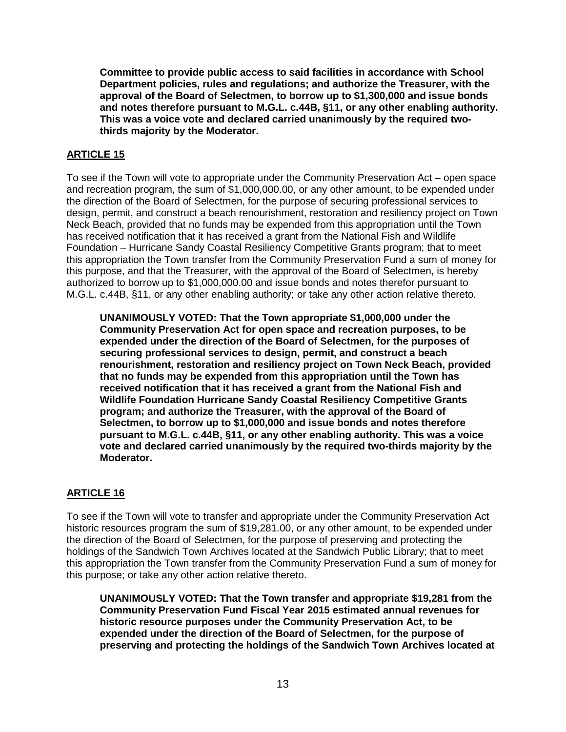**Committee to provide public access to said facilities in accordance with School Department policies, rules and regulations; and authorize the Treasurer, with the approval of the Board of Selectmen, to borrow up to $1,300,000 and issue bonds and notes therefore pursuant to M.G.L. c.44B, §11, or any other enabling authority. This was a voice vote and declared carried unanimously by the required two-thirds majority by the Moderator.**

## ARTICLE 15

To see if the Town will vote to appropriate under the Community Preservation Act – open space and recreation program, the sum of $1,000,000.00, or any other amount, to be expended under the direction of the Board of Selectmen, for the purpose of securing professional services to design, permit, and construct a beach renourishment, restoration and resiliency project on Town Neck Beach, provided that no funds may be expended from this appropriation until the Town has received notification that it has received a grant from the National Fish and Wildlife Foundation – Hurricane Sandy Coastal Resiliency Competitive Grants program; that to meet this appropriation the Town transfer from the Community Preservation Fund a sum of money for this purpose, and that the Treasurer, with the approval of the Board of Selectmen, is hereby authorized to borrow up to $1,000,000.00 and issue bonds and notes therefor pursuant to M.G.L. c.44B, §11, or any other enabling authority; or take any other action relative thereto.

**UNANIMOUSLY VOTED: That the Town appropriate $1,000,000 under the Community Preservation Act for open space and recreation purposes, to be expended under the direction of the Board of Selectmen, for the purposes of securing professional services to design, permit, and construct a beach renourishment, restoration and resiliency project on Town Neck Beach, provided that no funds may be expended from this appropriation until the Town has received notification that it has received a grant from the National Fish and Wildlife Foundation Hurricane Sandy Coastal Resiliency Competitive Grants program; and authorize the Treasurer, with the approval of the Board of Selectmen, to borrow up to $1,000,000 and issue bonds and notes therefore pursuant to M.G.L. c.44B, §11, or any other enabling authority. This was a voice vote and declared carried unanimously by the required two-thirds majority by the Moderator.**

## ARTICLE 16

To see if the Town will vote to transfer and appropriate under the Community Preservation Act historic resources program the sum of $19,281.00, or any other amount, to be expended under the direction of the Board of Selectmen, for the purpose of preserving and protecting the holdings of the Sandwich Town Archives located at the Sandwich Public Library; that to meet this appropriation the Town transfer from the Community Preservation Fund a sum of money for this purpose; or take any other action relative thereto.

**UNANIMOUSLY VOTED: That the Town transfer and appropriate $19,281 from the Community Preservation Fund Fiscal Year 2015 estimated annual revenues for historic resource purposes under the Community Preservation Act, to be expended under the direction of the Board of Selectmen, for the purpose of preserving and protecting the holdings of the Sandwich Town Archives located at**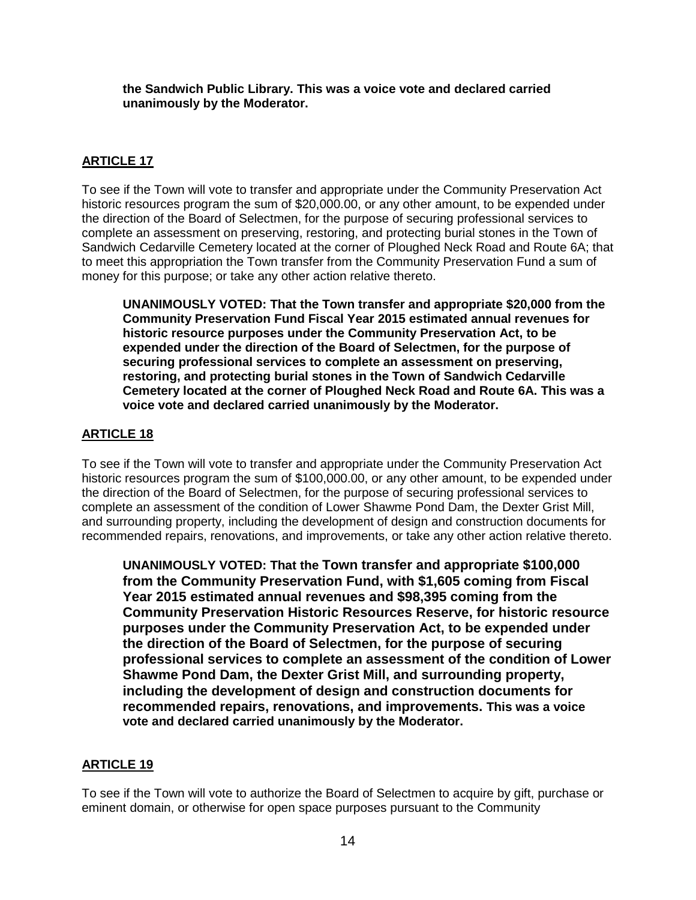**the Sandwich Public Library. This was a voice vote and declared carried unanimously by the Moderator.**

## ARTICLE 17

To see if the Town will vote to transfer and appropriate under the Community Preservation Act historic resources program the sum of $20,000.00, or any other amount, to be expended under the direction of the Board of Selectmen, for the purpose of securing professional services to complete an assessment on preserving, restoring, and protecting burial stones in the Town of Sandwich Cedarville Cemetery located at the corner of Ploughed Neck Road and Route 6A; that to meet this appropriation the Town transfer from the Community Preservation Fund a sum of money for this purpose; or take any other action relative thereto.

**UNANIMOUSLY VOTED: That the Town transfer and appropriate $20,000 from the Community Preservation Fund Fiscal Year 2015 estimated annual revenues for historic resource purposes under the Community Preservation Act, to be expended under the direction of the Board of Selectmen, for the purpose of securing professional services to complete an assessment on preserving, restoring, and protecting burial stones in the Town of Sandwich Cedarville Cemetery located at the corner of Ploughed Neck Road and Route 6A. This was a voice vote and declared carried unanimously by the Moderator.**

## ARTICLE 18

To see if the Town will vote to transfer and appropriate under the Community Preservation Act historic resources program the sum of $100,000.00, or any other amount, to be expended under the direction of the Board of Selectmen, for the purpose of securing professional services to complete an assessment of the condition of Lower Shawme Pond Dam, the Dexter Grist Mill, and surrounding property, including the development of design and construction documents for recommended repairs, renovations, and improvements, or take any other action relative thereto.

**UNANIMOUSLY VOTED: That the Town transfer and appropriate $100,000 from the Community Preservation Fund, with $1,605 coming from Fiscal Year 2015 estimated annual revenues and $98,395 coming from the Community Preservation Historic Resources Reserve, for historic resource purposes under the Community Preservation Act, to be expended under the direction of the Board of Selectmen, for the purpose of securing professional services to complete an assessment of the condition of Lower Shawme Pond Dam, the Dexter Grist Mill, and surrounding property, including the development of design and construction documents for recommended repairs, renovations, and improvements. This was a voice vote and declared carried unanimously by the Moderator.**

## ARTICLE 19

To see if the Town will vote to authorize the Board of Selectmen to acquire by gift, purchase or eminent domain, or otherwise for open space purposes pursuant to the Community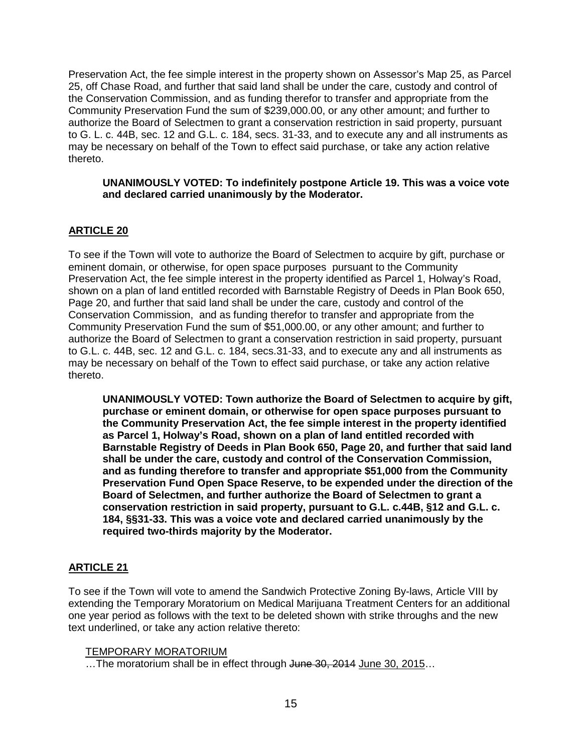Preservation Act, the fee simple interest in the property shown on Assessor's Map 25, as Parcel 25, off Chase Road, and further that said land shall be under the care, custody and control of the Conservation Commission, and as funding therefor to transfer and appropriate from the Community Preservation Fund the sum of $239,000.00, or any other amount; and further to authorize the Board of Selectmen to grant a conservation restriction in said property, pursuant to G. L. c. 44B, sec. 12 and G.L. c. 184, secs. 31-33, and to execute any and all instruments as may be necessary on behalf of the Town to effect said purchase, or take any action relative thereto.

> **UNANIMOUSLY VOTED: To indefinitely postpone Article 19. This was a voice vote and declared carried unanimously by the Moderator.**

## ARTICLE 20

To see if the Town will vote to authorize the Board of Selectmen to acquire by gift, purchase or eminent domain, or otherwise, for open space purposes pursuant to the Community Preservation Act, the fee simple interest in the property identified as Parcel 1, Holway's Road, shown on a plan of land entitled recorded with Barnstable Registry of Deeds in Plan Book 650, Page 20, and further that said land shall be under the care, custody and control of the Conservation Commission, and as funding therefor to transfer and appropriate from the Community Preservation Fund the sum of $51,000.00, or any other amount; and further to authorize the Board of Selectmen to grant a conservation restriction in said property, pursuant to G.L. c. 44B, sec. 12 and G.L. c. 184, secs.31-33, and to execute any and all instruments as may be necessary on behalf of the Town to effect said purchase, or take any action relative thereto.

> **UNANIMOUSLY VOTED: Town authorize the Board of Selectmen to acquire by gift, purchase or eminent domain, or otherwise for open space purposes pursuant to the Community Preservation Act, the fee simple interest in the property identified as Parcel 1, Holway's Road, shown on a plan of land entitled recorded with Barnstable Registry of Deeds in Plan Book 650, Page 20, and further that said land shall be under the care, custody and control of the Conservation Commission, and as funding therefore to transfer and appropriate $51,000 from the Community Preservation Fund Open Space Reserve, to be expended under the direction of the Board of Selectmen, and further authorize the Board of Selectmen to grant a conservation restriction in said property, pursuant to G.L. c.44B, §12 and G.L. c. 184, §§31-33. This was a voice vote and declared carried unanimously by the required two-thirds majority by the Moderator.**

## ARTICLE 21

To see if the Town will vote to amend the Sandwich Protective Zoning By-laws, Article VIII by extending the Temporary Moratorium on Medical Marijuana Treatment Centers for an additional one year period as follows with the text to be deleted shown with strike throughs and the new text underlined, or take any action relative thereto:

<u>TEMPORARY MORATORIUM</u>

…The moratorium shall be in effect through ~~June 30, 2014~~ <u>June 30, 2015</u>…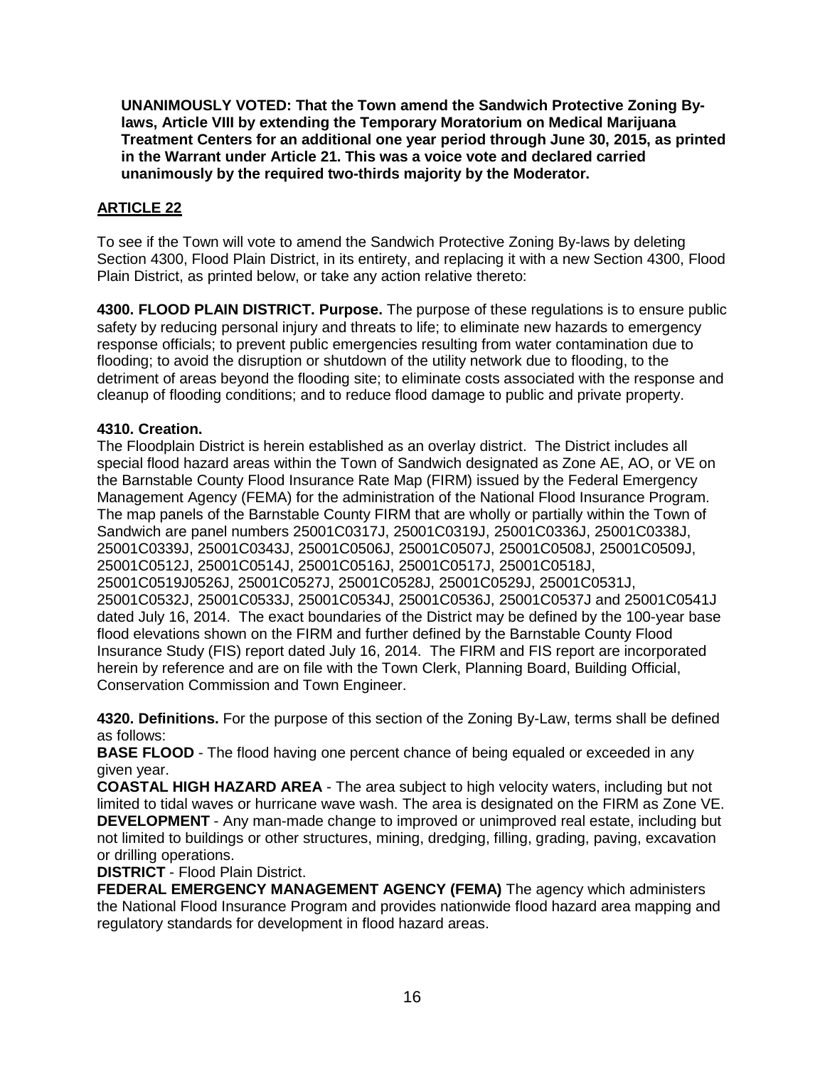**UNANIMOUSLY VOTED: That the Town amend the Sandwich Protective Zoning By-laws, Article VIII by extending the Temporary Moratorium on Medical Marijuana Treatment Centers for an additional one year period through June 30, 2015, as printed in the Warrant under Article 21. This was a voice vote and declared carried unanimously by the required two-thirds majority by the Moderator.**

## ARTICLE 22

To see if the Town will vote to amend the Sandwich Protective Zoning By-laws by deleting Section 4300, Flood Plain District, in its entirety, and replacing it with a new Section 4300, Flood Plain District, as printed below, or take any action relative thereto:

**4300. FLOOD PLAIN DISTRICT. Purpose.** The purpose of these regulations is to ensure public safety by reducing personal injury and threats to life; to eliminate new hazards to emergency response officials; to prevent public emergencies resulting from water contamination due to flooding; to avoid the disruption or shutdown of the utility network due to flooding, to the detriment of areas beyond the flooding site; to eliminate costs associated with the response and cleanup of flooding conditions; and to reduce flood damage to public and private property.

**4310. Creation.**
The Floodplain District is herein established as an overlay district. The District includes all special flood hazard areas within the Town of Sandwich designated as Zone AE, AO, or VE on the Barnstable County Flood Insurance Rate Map (FIRM) issued by the Federal Emergency Management Agency (FEMA) for the administration of the National Flood Insurance Program. The map panels of the Barnstable County FIRM that are wholly or partially within the Town of Sandwich are panel numbers 25001C0317J, 25001C0319J, 25001C0336J, 25001C0338J, 25001C0339J, 25001C0343J, 25001C0506J, 25001C0507J, 25001C0508J, 25001C0509J, 25001C0512J, 25001C0514J, 25001C0516J, 25001C0517J, 25001C0518J, 25001C0519J0526J, 25001C0527J, 25001C0528J, 25001C0529J, 25001C0531J, 25001C0532J, 25001C0533J, 25001C0534J, 25001C0536J, 25001C0537J and 25001C0541J dated July 16, 2014. The exact boundaries of the District may be defined by the 100-year base flood elevations shown on the FIRM and further defined by the Barnstable County Flood Insurance Study (FIS) report dated July 16, 2014. The FIRM and FIS report are incorporated herein by reference and are on file with the Town Clerk, Planning Board, Building Official, Conservation Commission and Town Engineer.

**4320. Definitions.** For the purpose of this section of the Zoning By-Law, terms shall be defined as follows:
**BASE FLOOD** - The flood having one percent chance of being equaled or exceeded in any given year.
**COASTAL HIGH HAZARD AREA** - The area subject to high velocity waters, including but not limited to tidal waves or hurricane wave wash. The area is designated on the FIRM as Zone VE.
**DEVELOPMENT** - Any man-made change to improved or unimproved real estate, including but not limited to buildings or other structures, mining, dredging, filling, grading, paving, excavation or drilling operations.
**DISTRICT** - Flood Plain District.
**FEDERAL EMERGENCY MANAGEMENT AGENCY (FEMA)** The agency which administers the National Flood Insurance Program and provides nationwide flood hazard area mapping and regulatory standards for development in flood hazard areas.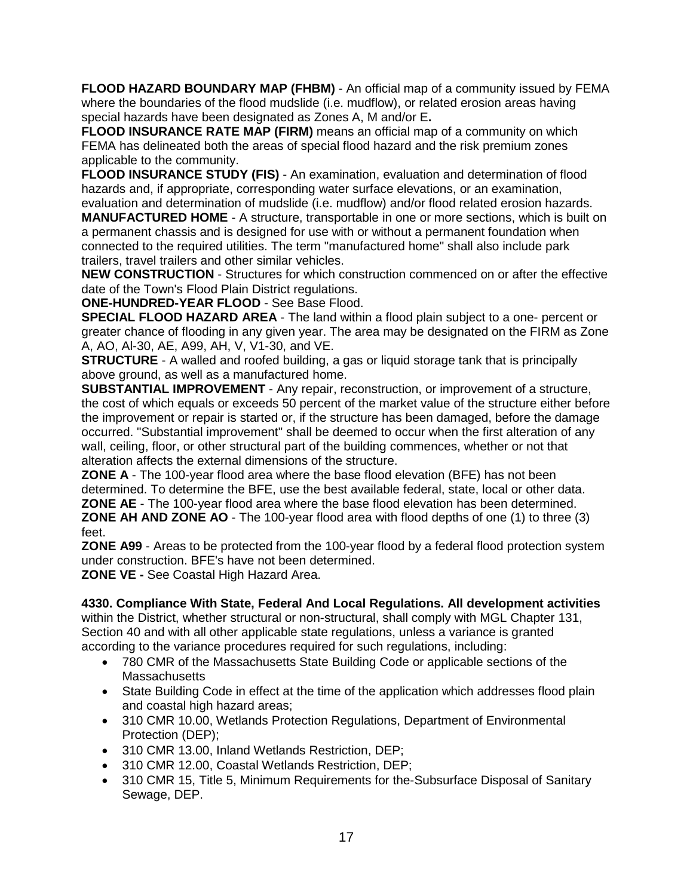**FLOOD HAZARD BOUNDARY MAP (FHBM)** - An official map of a community issued by FEMA where the boundaries of the flood mudslide (i.e. mudflow), or related erosion areas having special hazards have been designated as Zones A, M and/or E**.**

**FLOOD INSURANCE RATE MAP (FIRM)** means an official map of a community on which FEMA has delineated both the areas of special flood hazard and the risk premium zones applicable to the community.

**FLOOD INSURANCE STUDY (FIS)** - An examination, evaluation and determination of flood hazards and, if appropriate, corresponding water surface elevations, or an examination, evaluation and determination of mudslide (i.e. mudflow) and/or flood related erosion hazards.

**MANUFACTURED HOME** - A structure, transportable in one or more sections, which is built on a permanent chassis and is designed for use with or without a permanent foundation when connected to the required utilities. The term "manufactured home" shall also include park trailers, travel trailers and other similar vehicles.

**NEW CONSTRUCTION** - Structures for which construction commenced on or after the effective date of the Town's Flood Plain District regulations.

**ONE-HUNDRED-YEAR FLOOD** - See Base Flood.

**SPECIAL FLOOD HAZARD AREA** - The land within a flood plain subject to a one- percent or greater chance of flooding in any given year. The area may be designated on the FIRM as Zone A, AO, Al-30, AE, A99, AH, V, V1-30, and VE.

**STRUCTURE** - A walled and roofed building, a gas or liquid storage tank that is principally above ground, as well as a manufactured home.

**SUBSTANTIAL IMPROVEMENT** - Any repair, reconstruction, or improvement of a structure, the cost of which equals or exceeds 50 percent of the market value of the structure either before the improvement or repair is started or, if the structure has been damaged, before the damage occurred. "Substantial improvement" shall be deemed to occur when the first alteration of any wall, ceiling, floor, or other structural part of the building commences, whether or not that alteration affects the external dimensions of the structure.

**ZONE A** - The 100-year flood area where the base flood elevation (BFE) has not been determined. To determine the BFE, use the best available federal, state, local or other data.

**ZONE AE** - The 100-year flood area where the base flood elevation has been determined.

**ZONE AH AND ZONE AO** - The 100-year flood area with flood depths of one (1) to three (3) feet.

**ZONE A99** - Areas to be protected from the 100-year flood by a federal flood protection system under construction. BFE's have not been determined.

**ZONE VE -** See Coastal High Hazard Area.

**4330. Compliance With State, Federal And Local Regulations. All development activities** within the District, whether structural or non-structural, shall comply with MGL Chapter 131, Section 40 and with all other applicable state regulations, unless a variance is granted according to the variance procedures required for such regulations, including:

- 780 CMR of the Massachusetts State Building Code or applicable sections of the Massachusetts
- State Building Code in effect at the time of the application which addresses flood plain and coastal high hazard areas;
- 310 CMR 10.00, Wetlands Protection Regulations, Department of Environmental Protection (DEP);
- 310 CMR 13.00, Inland Wetlands Restriction, DEP;
- 310 CMR 12.00, Coastal Wetlands Restriction, DEP;
- 310 CMR 15, Title 5, Minimum Requirements for the-Subsurface Disposal of Sanitary Sewage, DEP.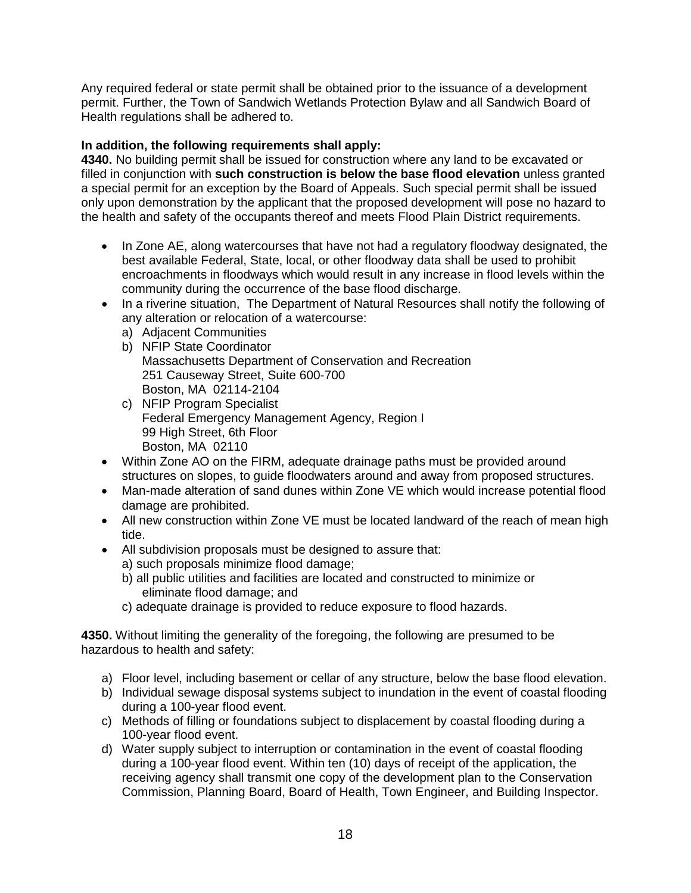Any required federal or state permit shall be obtained prior to the issuance of a development permit. Further, the Town of Sandwich Wetlands Protection Bylaw and all Sandwich Board of Health regulations shall be adhered to.

**In addition, the following requirements shall apply:**

**4340.** No building permit shall be issued for construction where any land to be excavated or filled in conjunction with **such construction is below the base flood elevation** unless granted a special permit for an exception by the Board of Appeals. Such special permit shall be issued only upon demonstration by the applicant that the proposed development will pose no hazard to the health and safety of the occupants thereof and meets Flood Plain District requirements.

- In Zone AE, along watercourses that have not had a regulatory floodway designated, the best available Federal, State, local, or other floodway data shall be used to prohibit encroachments in floodways which would result in any increase in flood levels within the community during the occurrence of the base flood discharge.
- In a riverine situation, The Department of Natural Resources shall notify the following of any alteration or relocation of a watercourse:
  a) Adjacent Communities
  b) NFIP State Coordinator
     Massachusetts Department of Conservation and Recreation
     251 Causeway Street, Suite 600-700
     Boston, MA 02114-2104
  c) NFIP Program Specialist
     Federal Emergency Management Agency, Region I
     99 High Street, 6th Floor
     Boston, MA 02110
- Within Zone AO on the FIRM, adequate drainage paths must be provided around structures on slopes, to guide floodwaters around and away from proposed structures.
- Man-made alteration of sand dunes within Zone VE which would increase potential flood damage are prohibited.
- All new construction within Zone VE must be located landward of the reach of mean high tide.
- All subdivision proposals must be designed to assure that:
  a) such proposals minimize flood damage;
  b) all public utilities and facilities are located and constructed to minimize or eliminate flood damage; and
  c) adequate drainage is provided to reduce exposure to flood hazards.

**4350.** Without limiting the generality of the foregoing, the following are presumed to be hazardous to health and safety:

a) Floor level, including basement or cellar of any structure, below the base flood elevation.
b) Individual sewage disposal systems subject to inundation in the event of coastal flooding during a 100-year flood event.
c) Methods of filling or foundations subject to displacement by coastal flooding during a 100-year flood event.
d) Water supply subject to interruption or contamination in the event of coastal flooding during a 100-year flood event. Within ten (10) days of receipt of the application, the receiving agency shall transmit one copy of the development plan to the Conservation Commission, Planning Board, Board of Health, Town Engineer, and Building Inspector.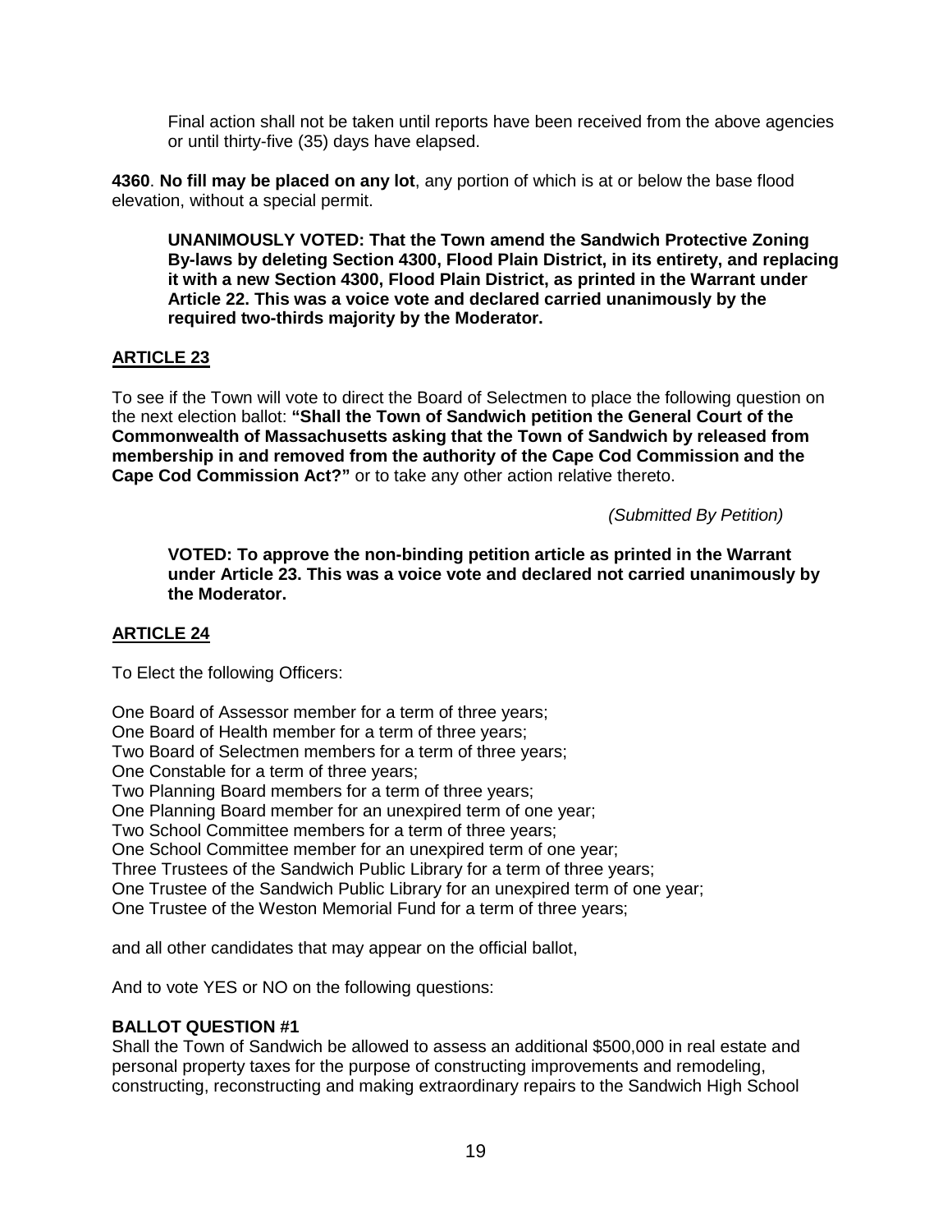Final action shall not be taken until reports have been received from the above agencies or until thirty-five (35) days have elapsed.

**4360**. **No fill may be placed on any lot**, any portion of which is at or below the base flood elevation, without a special permit.

**UNANIMOUSLY VOTED: That the Town amend the Sandwich Protective Zoning By-laws by deleting Section 4300, Flood Plain District, in its entirety, and replacing it with a new Section 4300, Flood Plain District, as printed in the Warrant under Article 22. This was a voice vote and declared carried unanimously by the required two-thirds majority by the Moderator.**

## ARTICLE 23

To see if the Town will vote to direct the Board of Selectmen to place the following question on the next election ballot: **"Shall the Town of Sandwich petition the General Court of the Commonwealth of Massachusetts asking that the Town of Sandwich by released from membership in and removed from the authority of the Cape Cod Commission and the Cape Cod Commission Act?"** or to take any other action relative thereto.

*(Submitted By Petition)*

**VOTED: To approve the non-binding petition article as printed in the Warrant under Article 23. This was a voice vote and declared not carried unanimously by the Moderator.**

## ARTICLE 24

To Elect the following Officers:

One Board of Assessor member for a term of three years;
One Board of Health member for a term of three years;
Two Board of Selectmen members for a term of three years;
One Constable for a term of three years;
Two Planning Board members for a term of three years;
One Planning Board member for an unexpired term of one year;
Two School Committee members for a term of three years;
One School Committee member for an unexpired term of one year;
Three Trustees of the Sandwich Public Library for a term of three years;
One Trustee of the Sandwich Public Library for an unexpired term of one year;
One Trustee of the Weston Memorial Fund for a term of three years;

and all other candidates that may appear on the official ballot,

And to vote YES or NO on the following questions:

**BALLOT QUESTION #1**
Shall the Town of Sandwich be allowed to assess an additional $500,000 in real estate and personal property taxes for the purpose of constructing improvements and remodeling, constructing, reconstructing and making extraordinary repairs to the Sandwich High School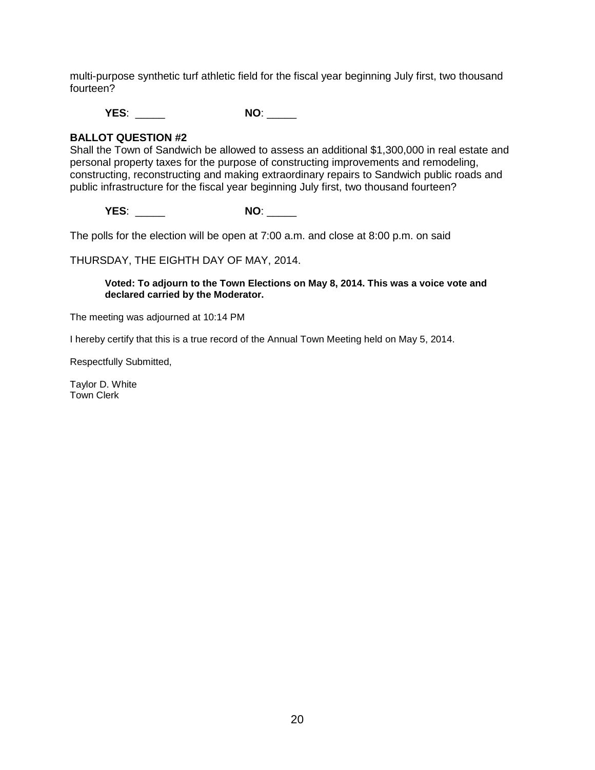multi-purpose synthetic turf athletic field for the fiscal year beginning July first, two thousand fourteen?

**YES**: _____ **NO**: _____

**BALLOT QUESTION #2**

Shall the Town of Sandwich be allowed to assess an additional $1,300,000 in real estate and personal property taxes for the purpose of constructing improvements and remodeling, constructing, reconstructing and making extraordinary repairs to Sandwich public roads and public infrastructure for the fiscal year beginning July first, two thousand fourteen?

**YES**: _____ **NO**: _____

The polls for the election will be open at 7:00 a.m. and close at 8:00 p.m. on said

THURSDAY, THE EIGHTH DAY OF MAY, 2014.

**Voted: To adjourn to the Town Elections on May 8, 2014. This was a voice vote and declared carried by the Moderator.**

The meeting was adjourned at 10:14 PM

I hereby certify that this is a true record of the Annual Town Meeting held on May 5, 2014.

Respectfully Submitted,

Taylor D. White
Town Clerk